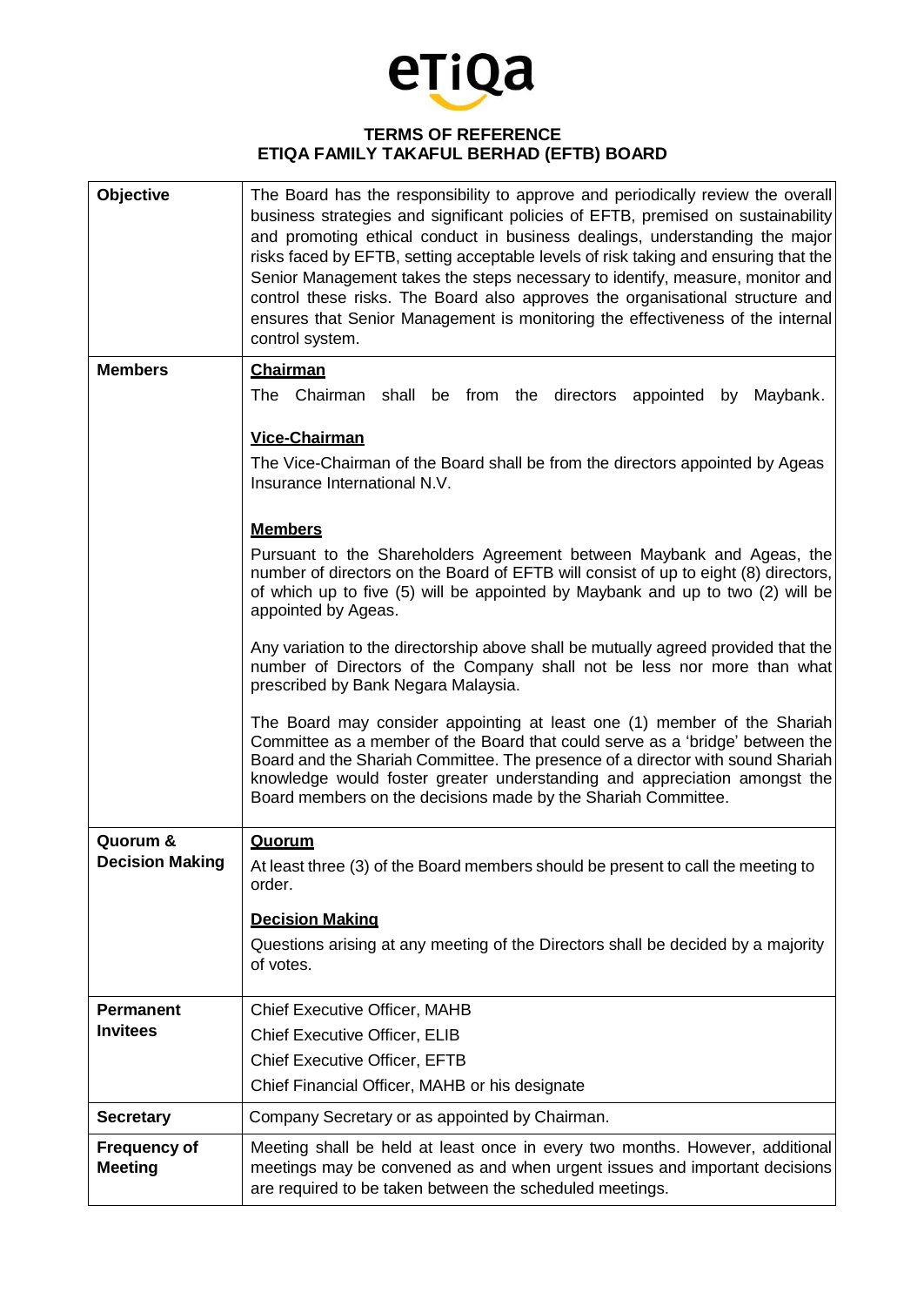# TERMS OF REFERENCE
## ETIQA FAMILY TAKAFUL BERHAD (EFTB) BOARD

| | |
|---|---|
| **Objective** | The Board has the responsibility to approve and periodically review the overall business strategies and significant policies of EFTB, premised on sustainability and promoting ethical conduct in business dealings, understanding the major risks faced by EFTB, setting acceptable levels of risk taking and ensuring that the Senior Management takes the steps necessary to identify, measure, monitor and control these risks. The Board also approves the organisational structure and ensures that Senior Management is monitoring the effectiveness of the internal control system. |
| **Members** | **<u>Chairman</u>**<br>The Chairman shall be from the directors appointed by Maybank.<br><br>**<u>Vice-Chairman</u>**<br>The Vice-Chairman of the Board shall be from the directors appointed by Ageas Insurance International N.V.<br><br>**<u>Members</u>**<br>Pursuant to the Shareholders Agreement between Maybank and Ageas, the number of directors on the Board of EFTB will consist of up to eight (8) directors, of which up to five (5) will be appointed by Maybank and up to two (2) will be appointed by Ageas.<br><br>Any variation to the directorship above shall be mutually agreed provided that the number of Directors of the Company shall not be less nor more than what prescribed by Bank Negara Malaysia.<br><br>The Board may consider appointing at least one (1) member of the Shariah Committee as a member of the Board that could serve as a 'bridge' between the Board and the Shariah Committee. The presence of a director with sound Shariah knowledge would foster greater understanding and appreciation amongst the Board members on the decisions made by the Shariah Committee. |
| **Quorum & Decision Making** | **<u>Quorum</u>**<br>At least three (3) of the Board members should be present to call the meeting to order.<br><br>**<u>Decision Making</u>**<br>Questions arising at any meeting of the Directors shall be decided by a majority of votes. |
| **Permanent Invitees** | Chief Executive Officer, MAHB<br>Chief Executive Officer, ELIB<br>Chief Executive Officer, EFTB<br>Chief Financial Officer, MAHB or his designate |
| **Secretary** | Company Secretary or as appointed by Chairman. |
| **Frequency of Meeting** | Meeting shall be held at least once in every two months. However, additional meetings may be convened as and when urgent issues and important decisions are required to be taken between the scheduled meetings. |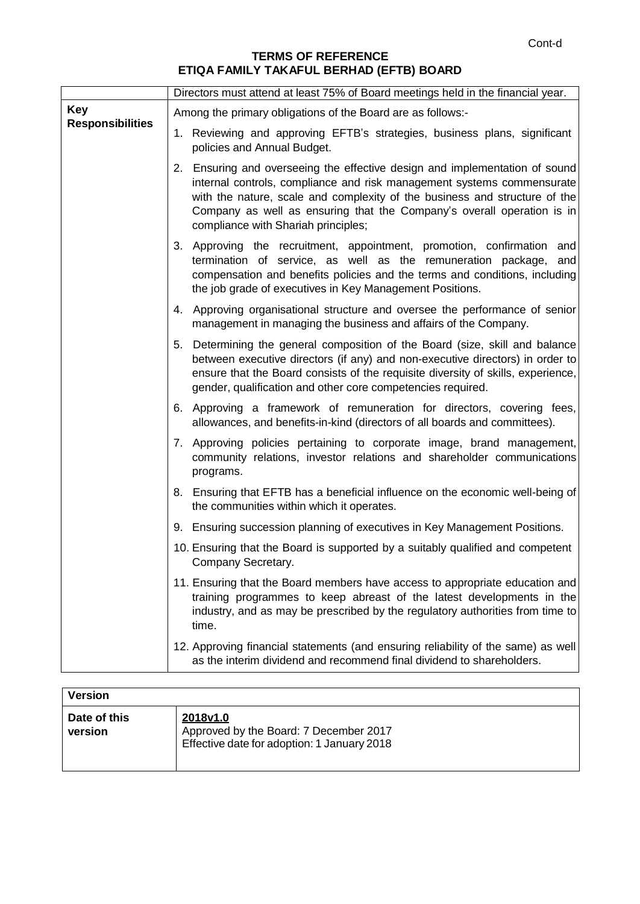Cont-d

**TERMS OF REFERENCE**
**ETIQA FAMILY TAKAFUL BERHAD (EFTB) BOARD**

| | |
|---|---|
| | Directors must attend at least 75% of Board meetings held in the financial year. |
| **Key Responsibilities** | Among the primary obligations of the Board are as follows:- |
| | 1. Reviewing and approving EFTB's strategies, business plans, significant policies and Annual Budget. |
| | 2. Ensuring and overseeing the effective design and implementation of sound internal controls, compliance and risk management systems commensurate with the nature, scale and complexity of the business and structure of the Company as well as ensuring that the Company's overall operation is in compliance with Shariah principles; |
| | 3. Approving the recruitment, appointment, promotion, confirmation and termination of service, as well as the remuneration package, and compensation and benefits policies and the terms and conditions, including the job grade of executives in Key Management Positions. |
| | 4. Approving organisational structure and oversee the performance of senior management in managing the business and affairs of the Company. |
| | 5. Determining the general composition of the Board (size, skill and balance between executive directors (if any) and non-executive directors) in order to ensure that the Board consists of the requisite diversity of skills, experience, gender, qualification and other core competencies required. |
| | 6. Approving a framework of remuneration for directors, covering fees, allowances, and benefits-in-kind (directors of all boards and committees). |
| | 7. Approving policies pertaining to corporate image, brand management, community relations, investor relations and shareholder communications programs. |
| | 8. Ensuring that EFTB has a beneficial influence on the economic well-being of the communities within which it operates. |
| | 9. Ensuring succession planning of executives in Key Management Positions. |
| | 10. Ensuring that the Board is supported by a suitably qualified and competent Company Secretary. |
| | 11. Ensuring that the Board members have access to appropriate education and training programmes to keep abreast of the latest developments in the industry, and as may be prescribed by the regulatory authorities from time to time. |
| | 12. Approving financial statements (and ensuring reliability of the same) as well as the interim dividend and recommend final dividend to shareholders. |

| **Version** | |
|---|---|
| **Date of this version** | **2018v1.0**<br>Approved by the Board: 7 December 2017<br>Effective date for adoption: 1 January 2018 |